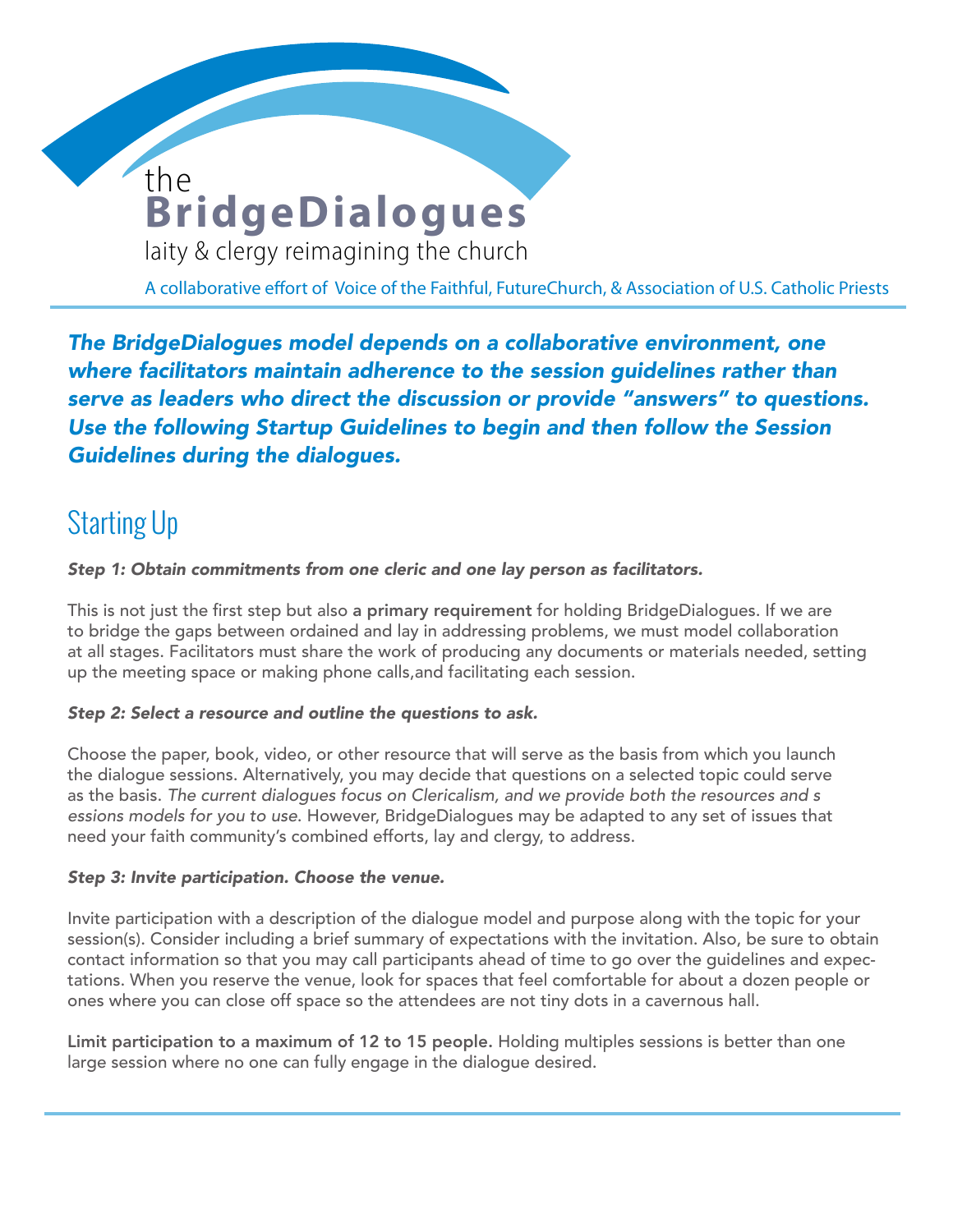# the BridgeDialogues

laity & clergy reimagining the church

A collaborative effort of Voice of the Faithful, FutureChurch, & Association of U.S. Catholic Priests

***The BridgeDialogues model depends on a collaborative environment, one where facilitators maintain adherence to the session guidelines rather than serve as leaders who direct the discussion or provide "answers" to questions. Use the following Startup Guidelines to begin and then follow the Session Guidelines during the dialogues.***

## Starting Up

***Step 1: Obtain commitments from one cleric and one lay person as facilitators.***

This is not just the first step but also **a primary requirement** for holding BridgeDialogues. If we are to bridge the gaps between ordained and lay in addressing problems, we must model collaboration at all stages. Facilitators must share the work of producing any documents or materials needed, setting up the meeting space or making phone calls,and facilitating each session.

***Step 2: Select a resource and outline the questions to ask.***

Choose the paper, book, video, or other resource that will serve as the basis from which you launch the dialogue sessions. Alternatively, you may decide that questions on a selected topic could serve as the basis. *The current dialogues focus on Clericalism, and we provide both the resources and s essions models for you to use.* However, BridgeDialogues may be adapted to any set of issues that need your faith community's combined efforts, lay and clergy, to address.

***Step 3: Invite participation. Choose the venue.***

Invite participation with a description of the dialogue model and purpose along with the topic for your session(s). Consider including a brief summary of expectations with the invitation. Also, be sure to obtain contact information so that you may call participants ahead of time to go over the guidelines and expectations. When you reserve the venue, look for spaces that feel comfortable for about a dozen people or ones where you can close off space so the attendees are not tiny dots in a cavernous hall.

**Limit participation to a maximum of 12 to 15 people.** Holding multiples sessions is better than one large session where no one can fully engage in the dialogue desired.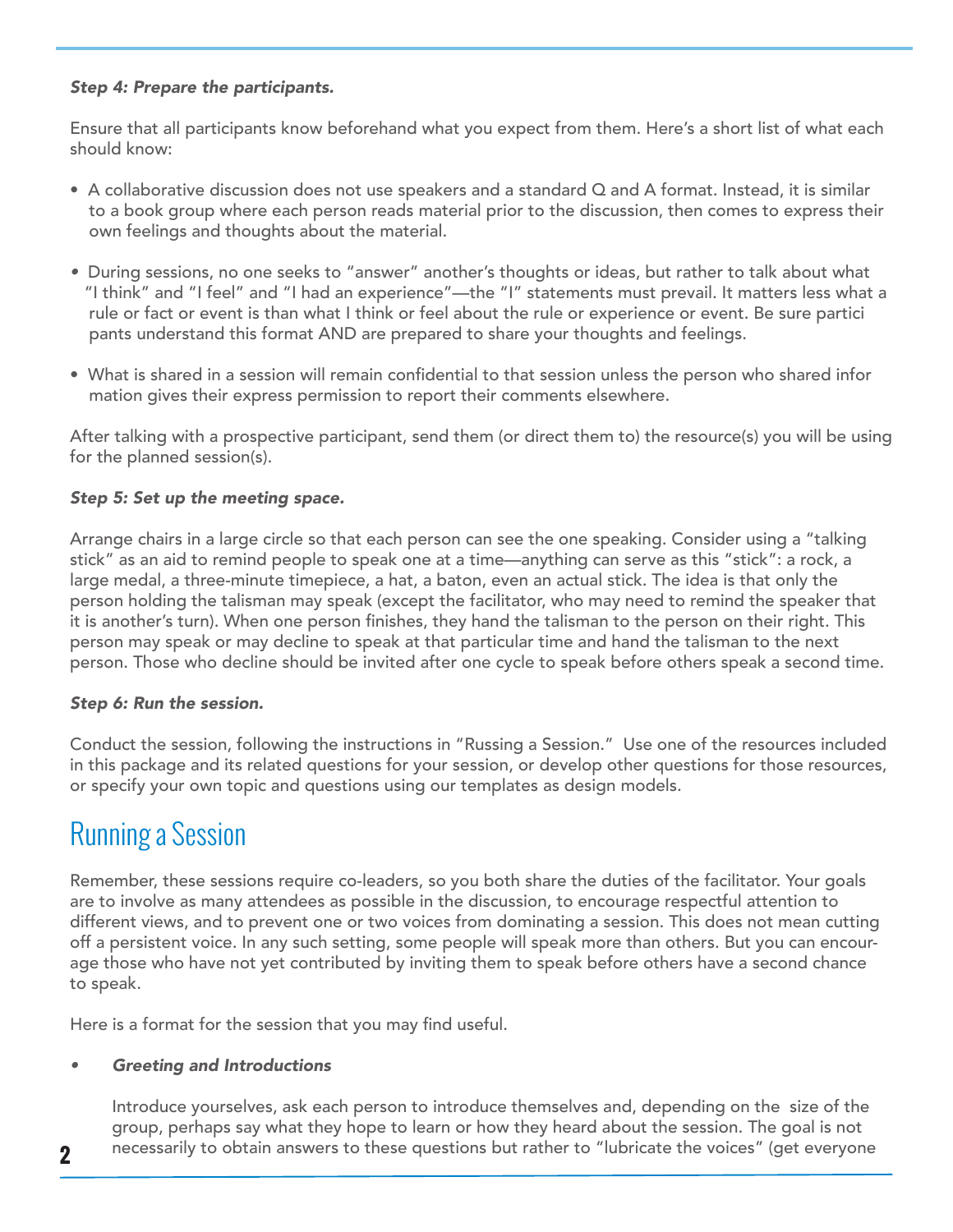***Step 4: Prepare the participants.***

Ensure that all participants know beforehand what you expect from them. Here's a short list of what each should know:

- A collaborative discussion does not use speakers and a standard Q and A format. Instead, it is similar to a book group where each person reads material prior to the discussion, then comes to express their own feelings and thoughts about the material.
- During sessions, no one seeks to "answer" another's thoughts or ideas, but rather to talk about what "I think" and "I feel" and "I had an experience"—the "I" statements must prevail. It matters less what a rule or fact or event is than what I think or feel about the rule or experience or event. Be sure partici pants understand this format AND are prepared to share your thoughts and feelings.
- What is shared in a session will remain confidential to that session unless the person who shared infor mation gives their express permission to report their comments elsewhere.

After talking with a prospective participant, send them (or direct them to) the resource(s) you will be using for the planned session(s).

***Step 5: Set up the meeting space.***

Arrange chairs in a large circle so that each person can see the one speaking. Consider using a "talking stick" as an aid to remind people to speak one at a time—anything can serve as this "stick": a rock, a large medal, a three-minute timepiece, a hat, a baton, even an actual stick. The idea is that only the person holding the talisman may speak (except the facilitator, who may need to remind the speaker that it is another's turn). When one person finishes, they hand the talisman to the person on their right. This person may speak or may decline to speak at that particular time and hand the talisman to the next person. Those who decline should be invited after one cycle to speak before others speak a second time.

***Step 6: Run the session.***

Conduct the session, following the instructions in "Russing a Session." Use one of the resources included in this package and its related questions for your session, or develop other questions for those resources, or specify your own topic and questions using our templates as design models.

## Running a Session

Remember, these sessions require co-leaders, so you both share the duties of the facilitator. Your goals are to involve as many attendees as possible in the discussion, to encourage respectful attention to different views, and to prevent one or two voices from dominating a session. This does not mean cutting off a persistent voice. In any such setting, some people will speak more than others. But you can encourage those who have not yet contributed by inviting them to speak before others have a second chance to speak.

Here is a format for the session that you may find useful.

- ***Greeting and Introductions***

  Introduce yourselves, ask each person to introduce themselves and, depending on the size of the group, perhaps say what they hope to learn or how they heard about the session. The goal is not necessarily to obtain answers to these questions but rather to "lubricate the voices" (get everyone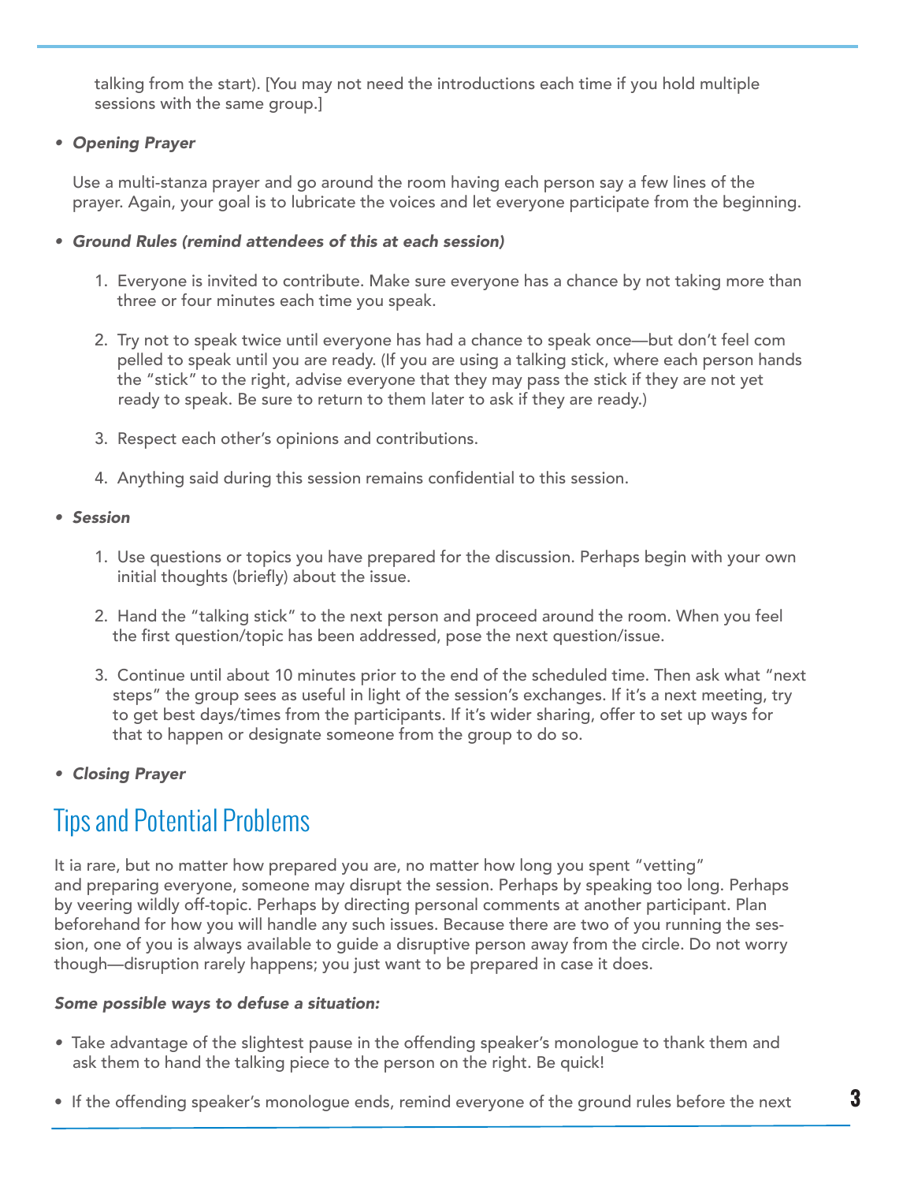talking from the start). [You may not need the introductions each time if you hold multiple sessions with the same group.]

- ***Opening Prayer***

  Use a multi-stanza prayer and go around the room having each person say a few lines of the prayer. Again, your goal is to lubricate the voices and let everyone participate from the beginning.

- ***Ground Rules (remind attendees of this at each session)***

  1. Everyone is invited to contribute. Make sure everyone has a chance by not taking more than three or four minutes each time you speak.
  2. Try not to speak twice until everyone has had a chance to speak once—but don't feel compelled to speak until you are ready. (If you are using a talking stick, where each person hands the "stick" to the right, advise everyone that they may pass the stick if they are not yet ready to speak. Be sure to return to them later to ask if they are ready.)
  3. Respect each other's opinions and contributions.
  4. Anything said during this session remains confidential to this session.

- ***Session***

  1. Use questions or topics you have prepared for the discussion. Perhaps begin with your own initial thoughts (briefly) about the issue.
  2. Hand the "talking stick" to the next person and proceed around the room. When you feel the first question/topic has been addressed, pose the next question/issue.
  3. Continue until about 10 minutes prior to the end of the scheduled time. Then ask what "next steps" the group sees as useful in light of the session's exchanges. If it's a next meeting, try to get best days/times from the participants. If it's wider sharing, offer to set up ways for that to happen or designate someone from the group to do so.

- ***Closing Prayer***

## Tips and Potential Problems

It ia rare, but no matter how prepared you are, no matter how long you spent "vetting" and preparing everyone, someone may disrupt the session. Perhaps by speaking too long. Perhaps by veering wildly off-topic. Perhaps by directing personal comments at another participant. Plan beforehand for how you will handle any such issues. Because there are two of you running the session, one of you is always available to guide a disruptive person away from the circle. Do not worry though—disruption rarely happens; you just want to be prepared in case it does.

***Some possible ways to defuse a situation:***

- Take advantage of the slightest pause in the offending speaker's monologue to thank them and ask them to hand the talking piece to the person on the right. Be quick!
- If the offending speaker's monologue ends, remind everyone of the ground rules before the next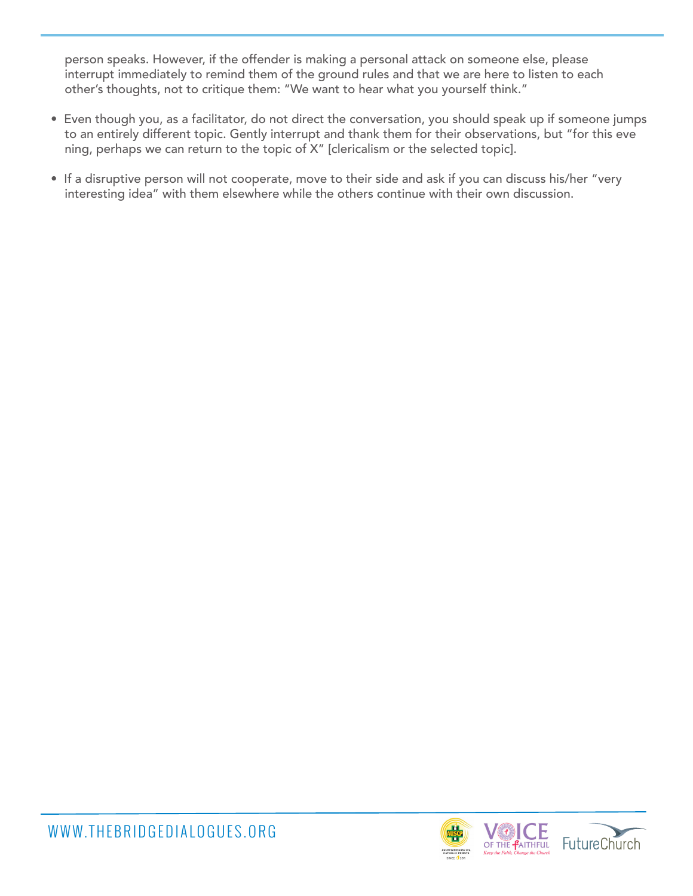person speaks. However, if the offender is making a personal attack on someone else, please interrupt immediately to remind them of the ground rules and that we are here to listen to each other's thoughts, not to critique them: "We want to hear what you yourself think."

- Even though you, as a facilitator, do not direct the conversation, you should speak up if someone jumps to an entirely different topic. Gently interrupt and thank them for their observations, but "for this evening, perhaps we can return to the topic of X" [clericalism or the selected topic].
- If a disruptive person will not cooperate, move to their side and ask if you can discuss his/her "very interesting idea" with them elsewhere while the others continue with their own discussion.